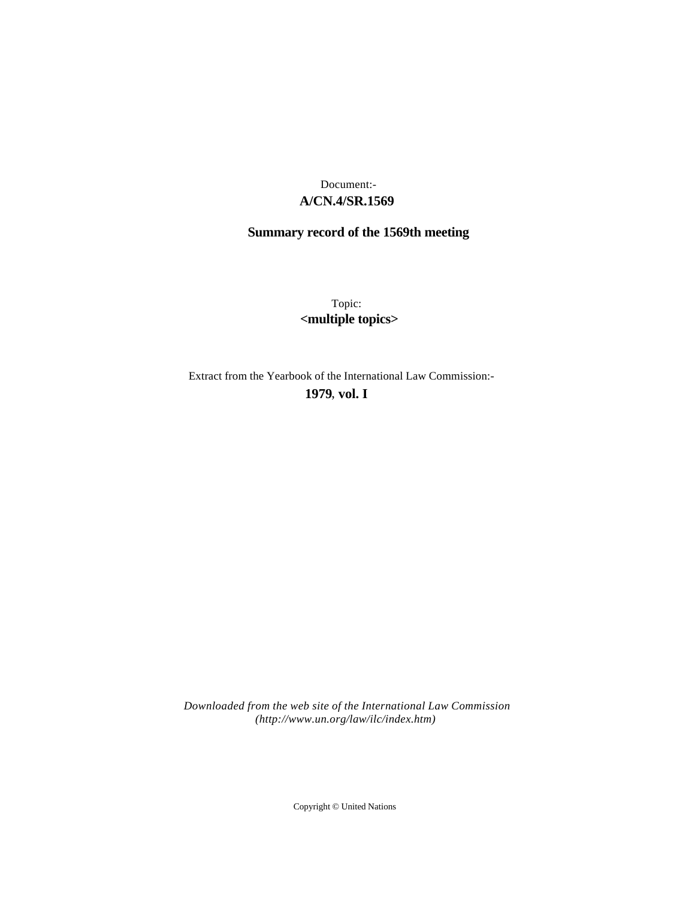Document:-

**A/CN.4/SR.1569**

**Summary record of the 1569th meeting**

Topic:

**<multiple topics>**

Extract from the Yearbook of the International Law Commission:-

**1979, vol. I**

*Downloaded from the web site of the International Law Commission (http://www.un.org/law/ilc/index.htm)*

Copyright © United Nations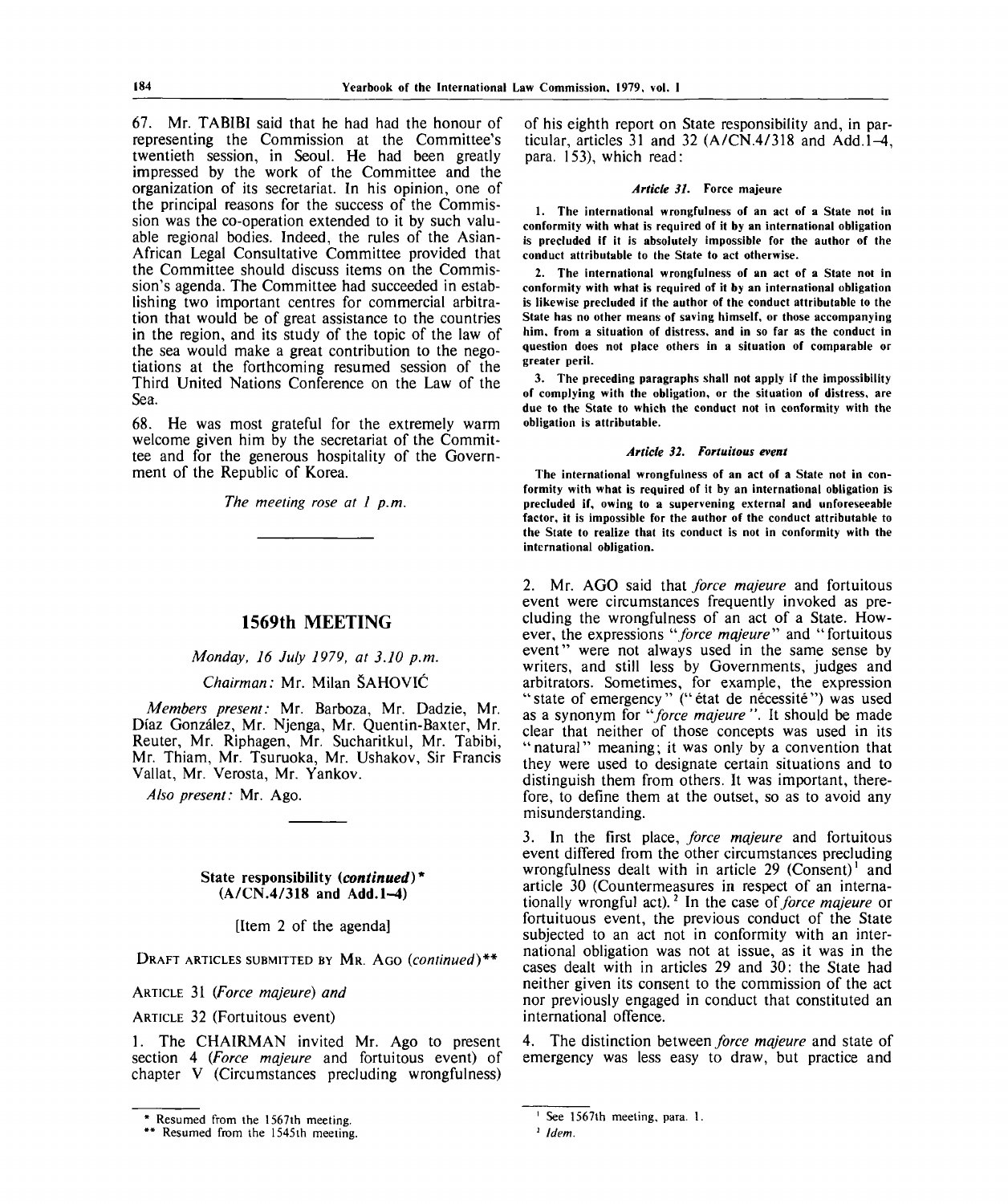67. Mr. TABIBI said that he had had the honour of representing the Commission at the Committee's twentieth session, in Seoul. He had been greatly impressed by the work of the Committee and the organization of its secretariat. In his opinion, one of the principal reasons for the success of the Commission was the co-operation extended to it by such valuable regional bodies. Indeed, the rules of the Asian-African Legal Consultative Committee provided that the Committee should discuss items on the Commission's agenda. The Committee had succeeded in establishing two important centres for commercial arbitration that would be of great assistance to the countries in the region, and its study of the topic of the law of the sea would make a great contribution to the negotiations at the forthcoming resumed session of the Third United Nations Conference on the Law of the Sea.

68. He was most grateful for the extremely warm welcome given him by the secretariat of the Committee and for the generous hospitality of the Government of the Republic of Korea.

*The meeting rose at 1 p.m.*

---

# 1569th MEETING

*Monday, 16 July 1979, at 3.10 p.m.*

*Chairman:* Mr. Milan ŠAHOVIĆ

*Members present:* Mr. Barboza, Mr. Dadzie, Mr. Díaz González, Mr. Njenga, Mr. Quentin-Baxter, Mr. Reuter, Mr. Riphagen, Mr. Sucharitkul, Mr. Tabibi, Mr. Thiam, Mr. Tsuruoka, Mr. Ushakov, Sir Francis Vallat, Mr. Verosta, Mr. Yankov.

*Also present:* Mr. Ago.

---

## State responsibility (*continued*)* (A/CN.4/318 and Add.1–4)

[Item 2 of the agenda]

DRAFT ARTICLES SUBMITTED BY MR. AGO (*continued*)**

ARTICLE 31 (*Force majeure*) *and*

ARTICLE 32 (Fortuitous event)

1. The CHAIRMAN invited Mr. Ago to present section 4 (*Force majeure* and fortuitous event) of chapter V (Circumstances precluding wrongfulness) of his eighth report on State responsibility and, in particular, articles 31 and 32 (A/CN.4/318 and Add.1–4, para. 153), which read:

***Article 31.* Force majeure**

**1. The international wrongfulness of an act of a State not in conformity with what is required of it by an international obligation is precluded if it is absolutely impossible for the author of the conduct attributable to the State to act otherwise.**

**2. The international wrongfulness of an act of a State not in conformity with what is required of it by an international obligation is likewise precluded if the author of the conduct attributable to the State has no other means of saving himself, or those accompanying him, from a situation of distress, and in so far as the conduct in question does not place others in a situation of comparable or greater peril.**

**3. The preceding paragraphs shall not apply if the impossibility of complying with the obligation, or the situation of distress, are due to the State to which the conduct not in conformity with the obligation is attributable.**

***Article 32. Fortuitous event***

**The international wrongfulness of an act of a State not in conformity with what is required of it by an international obligation is precluded if, owing to a supervening external and unforeseeable factor, it is impossible for the author of the conduct attributable to the State to realize that its conduct is not in conformity with the international obligation.**

2. Mr. AGO said that *force majeure* and fortuitous event were circumstances frequently invoked as precluding the wrongfulness of an act of a State. However, the expressions "*force majeure*" and "fortuitous event" were not always used in the same sense by writers, and still less by Governments, judges and arbitrators. Sometimes, for example, the expression "state of emergency" ("état de nécessité") was used as a synonym for "*force majeure*". It should be made clear that neither of those concepts was used in its "natural" meaning; it was only by a convention that they were used to designate certain situations and to distinguish them from others. It was important, therefore, to define them at the outset, so as to avoid any misunderstanding.

3. In the first place, *force majeure* and fortuitous event differed from the other circumstances precluding wrongfulness dealt with in article 29 (Consent)[1] and article 30 (Countermeasures in respect of an internationally wrongful act).[2] In the case of *force majeure* or fortuituous event, the previous conduct of the State subjected to an act not in conformity with an international obligation was not at issue, as it was in the cases dealt with in articles 29 and 30: the State had neither given its consent to the commission of the act nor previously engaged in conduct that constituted an international offence.

4. The distinction between *force majeure* and state of emergency was less easy to draw, but practice and

---

\* Resumed from the 1567th meeting.

\*\* Resumed from the 1545th meeting.

[1] See 1567th meeting, para. 1.

[2] *Idem.*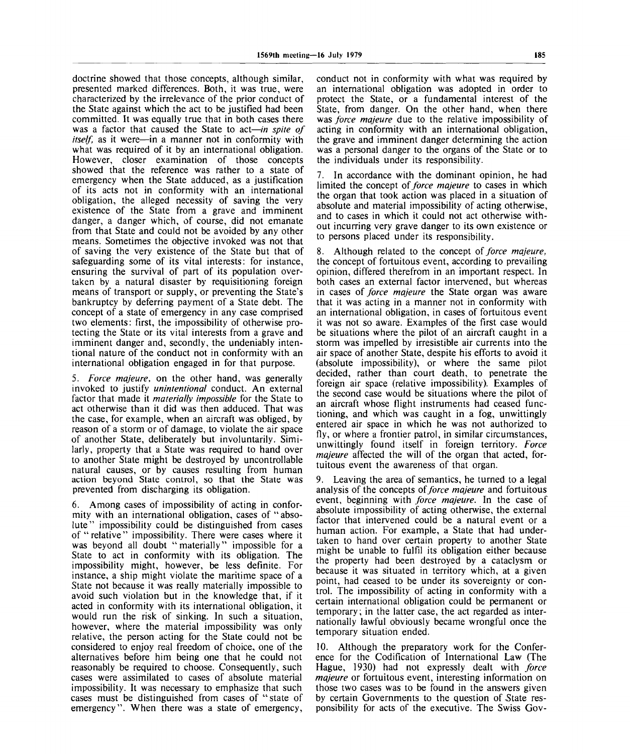doctrine showed that those concepts, although similar, presented marked differences. Both, it was true, were characterized by the irrelevance of the prior conduct of the State against which the act to be justified had been committed. It was equally true that in both cases there was a factor that caused the State to act—*in spite of itself*, as it were—in a manner not in conformity with what was required of it by an international obligation. However, closer examination of those concepts showed that the reference was rather to a state of emergency when the State adduced, as a justification of its acts not in conformity with an international obligation, the alleged necessity of saving the very existence of the State from a grave and imminent danger, a danger which, of course, did not emanate from that State and could not be avoided by any other means. Sometimes the objective invoked was not that of saving the very existence of the State but that of safeguarding some of its vital interests: for instance, ensuring the survival of part of its population overtaken by a natural disaster by requisitioning foreign means of transport or supply, or preventing the State's bankruptcy by deferring payment of a State debt. The concept of a state of emergency in any case comprised two elements: first, the impossibility of otherwise protecting the State or its vital interests from a grave and imminent danger and, secondly, the undeniably intentional nature of the conduct not in conformity with an international obligation engaged in for that purpose.

5. *Force majeure*, on the other hand, was generally invoked to justify *unintentional* conduct. An external factor that made it *materially impossible* for the State to act otherwise than it did was then adduced. That was the case, for example, when an aircraft was obliged, by reason of a storm or of damage, to violate the air space of another State, deliberately but involuntarily. Similarly, property that a State was required to hand over to another State might be destroyed by uncontrollable natural causes, or by causes resulting from human action beyond State control, so that the State was prevented from discharging its obligation.

6. Among cases of impossibility of acting in conformity with an international obligation, cases of "absolute" impossibility could be distinguished from cases of "relative" impossibility. There were cases where it was beyond all doubt "materially" impossible for a State to act in conformity with its obligation. The impossibility might, however, be less definite. For instance, a ship might violate the maritime space of a State not because it was really materially impossible to avoid such violation but in the knowledge that, if it acted in conformity with its international obligation, it would run the risk of sinking. In such a situation, however, where the material impossibility was only relative, the person acting for the State could not be considered to enjoy real freedom of choice, one of the alternatives before him being one that he could not reasonably be required to choose. Consequently, such cases were assimilated to cases of absolute material impossibility. It was necessary to emphasize that such cases must be distinguished from cases of "state of emergency". When there was a state of emergency, conduct not in conformity with what was required by an international obligation was adopted in order to protect the State, or a fundamental interest of the State, from danger. On the other hand, when there was *force majeure* due to the relative impossibility of acting in conformity with an international obligation, the grave and imminent danger determining the action was a personal danger to the organs of the State or to the individuals under its responsibility.

7. In accordance with the dominant opinion, he had limited the concept of *force majeure* to cases in which the organ that took action was placed in a situation of absolute and material impossibility of acting otherwise, and to cases in which it could not act otherwise without incurring very grave danger to its own existence or to persons placed under its responsibility.

8. Although related to the concept of *force majeure*, the concept of fortuitous event, according to prevailing opinion, differed therefrom in an important respect. In both cases an external factor intervened, but whereas in cases of *force majeure* the State organ was aware that it was acting in a manner not in conformity with an international obligation, in cases of fortuitous event it was not so aware. Examples of the first case would be situations where the pilot of an aircraft caught in a storm was impelled by irresistible air currents into the air space of another State, despite his efforts to avoid it (absolute impossibility), or where the same pilot decided, rather than court death, to penetrate the foreign air space (relative impossibility). Examples of the second case would be situations where the pilot of an aircraft whose flight instruments had ceased functioning, and which was caught in a fog, unwittingly entered air space in which he was not authorized to fly, or where a frontier patrol, in similar circumstances, unwittingly found itself in foreign territory. *Force majeure* affected the will of the organ that acted, fortuitous event the awareness of that organ.

9. Leaving the area of semantics, he turned to a legal analysis of the concepts of *force majeure* and fortuitous event, beginning with *force majeure*. In the case of absolute impossibility of acting otherwise, the external factor that intervened could be a natural event or a human action. For example, a State that had undertaken to hand over certain property to another State might be unable to fulfil its obligation either because the property had been destroyed by a cataclysm or because it was situated in territory which, at a given point, had ceased to be under its sovereignty or control. The impossibility of acting in conformity with a certain international obligation could be permanent or temporary; in the latter case, the act regarded as internationally lawful obviously became wrongful once the temporary situation ended.

10. Although the preparatory work for the Conference for the Codification of International Law (The Hague, 1930) had not expressly dealt with *force majeure* or fortuitous event, interesting information on those two cases was to be found in the answers given by certain Governments to the question of State responsibility for acts of the executive. The Swiss Gov-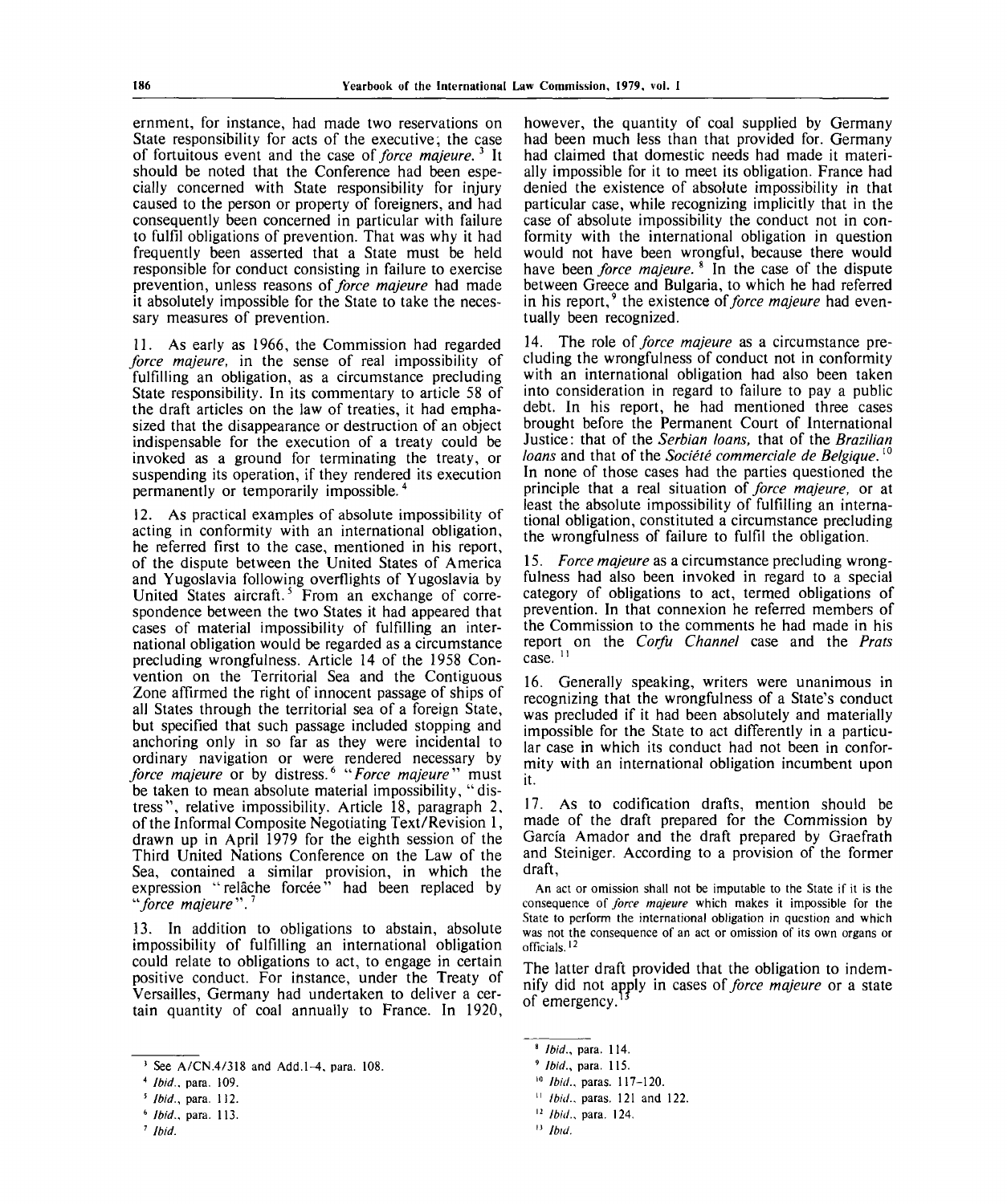ernment, for instance, had made two reservations on State responsibility for acts of the executive; the case of fortuitous event and the case of *force majeure*.[3] It should be noted that the Conference had been especially concerned with State responsibility for injury caused to the person or property of foreigners, and had consequently been concerned in particular with failure to fulfil obligations of prevention. That was why it had frequently been asserted that a State must be held responsible for conduct consisting in failure to exercise prevention, unless reasons of *force majeure* had made it absolutely impossible for the State to take the necessary measures of prevention.

11. As early as 1966, the Commission had regarded *force majeure*, in the sense of real impossibility of fulfilling an obligation, as a circumstance precluding State responsibility. In its commentary to article 58 of the draft articles on the law of treaties, it had emphasized that the disappearance or destruction of an object indispensable for the execution of a treaty could be invoked as a ground for terminating the treaty, or suspending its operation, if they rendered its execution permanently or temporarily impossible.[4]

12. As practical examples of absolute impossibility of acting in conformity with an international obligation, he referred first to the case, mentioned in his report, of the dispute between the United States of America and Yugoslavia following overflights of Yugoslavia by United States aircraft.[5] From an exchange of correspondence between the two States it had appeared that cases of material impossibility of fulfilling an international obligation would be regarded as a circumstance precluding wrongfulness. Article 14 of the 1958 Convention on the Territorial Sea and the Contiguous Zone affirmed the right of innocent passage of ships of all States through the territorial sea of a foreign State, but specified that such passage included stopping and anchoring only in so far as they were incidental to ordinary navigation or were rendered necessary by *force majeure* or by distress.[6] "*Force majeure*" must be taken to mean absolute material impossibility, "distress", relative impossibility. Article 18, paragraph 2, of the Informal Composite Negotiating Text/Revision 1, drawn up in April 1979 for the eighth session of the Third United Nations Conference on the Law of the Sea, contained a similar provision, in which the expression "relâche forcée" had been replaced by "*force majeure*".[7]

13. In addition to obligations to abstain, absolute impossibility of fulfilling an international obligation could relate to obligations to act, to engage in certain positive conduct. For instance, under the Treaty of Versailles, Germany had undertaken to deliver a certain quantity of coal annually to France. In 1920, however, the quantity of coal supplied by Germany had been much less than that provided for. Germany had claimed that domestic needs had made it materially impossible for it to meet its obligation. France had denied the existence of absolute impossibility in that particular case, while recognizing implicitly that in the case of absolute impossibility the conduct not in conformity with the international obligation in question would not have been wrongful, because there would have been *force majeure*.[8] In the case of the dispute between Greece and Bulgaria, to which he had referred in his report,[9] the existence of *force majeure* had eventually been recognized.

14. The role of *force majeure* as a circumstance precluding the wrongfulness of conduct not in conformity with an international obligation had also been taken into consideration in regard to failure to pay a public debt. In his report, he had mentioned three cases brought before the Permanent Court of International Justice: that of the *Serbian loans*, that of the *Brazilian loans* and that of the *Société commerciale de Belgique*.[10] In none of those cases had the parties questioned the principle that a real situation of *force majeure*, or at least the absolute impossibility of fulfilling an international obligation, constituted a circumstance precluding the wrongfulness of failure to fulfil the obligation.

15. *Force majeure* as a circumstance precluding wrongfulness had also been invoked in regard to a special category of obligations to act, termed obligations of prevention. In that connexion he referred members of the Commission to the comments he had made in his report on the *Corfu Channel* case and the *Prats* case.[11]

16. Generally speaking, writers were unanimous in recognizing that the wrongfulness of a State's conduct was precluded if it had been absolutely and materially impossible for the State to act differently in a particular case in which its conduct had not been in conformity with an international obligation incumbent upon it.

17. As to codification drafts, mention should be made of the draft prepared for the Commission by García Amador and the draft prepared by Graefrath and Steiniger. According to a provision of the former draft,

> An act or omission shall not be imputable to the State if it is the consequence of *force majeure* which makes it impossible for the State to perform the international obligation in question and which was not the consequence of an act or omission of its own organs or officials.[12]

The latter draft provided that the obligation to indemnify did not apply in cases of *force majeure* or a state of emergency.[13]

---

[3] See A/CN.4/318 and Add.1-4, para. 108.

[4] *Ibid.*, para. 109.

[5] *Ibid.*, para. 112.

[6] *Ibid.*, para. 113.

[7] *Ibid.*

[8] *Ibid.*, para. 114.

[9] *Ibid.*, para. 115.

[10] *Ibid.*, paras. 117-120.

[11] *Ibid.*, paras. 121 and 122.

[12] *Ibid.*, para. 124.

[13] *Ibid.*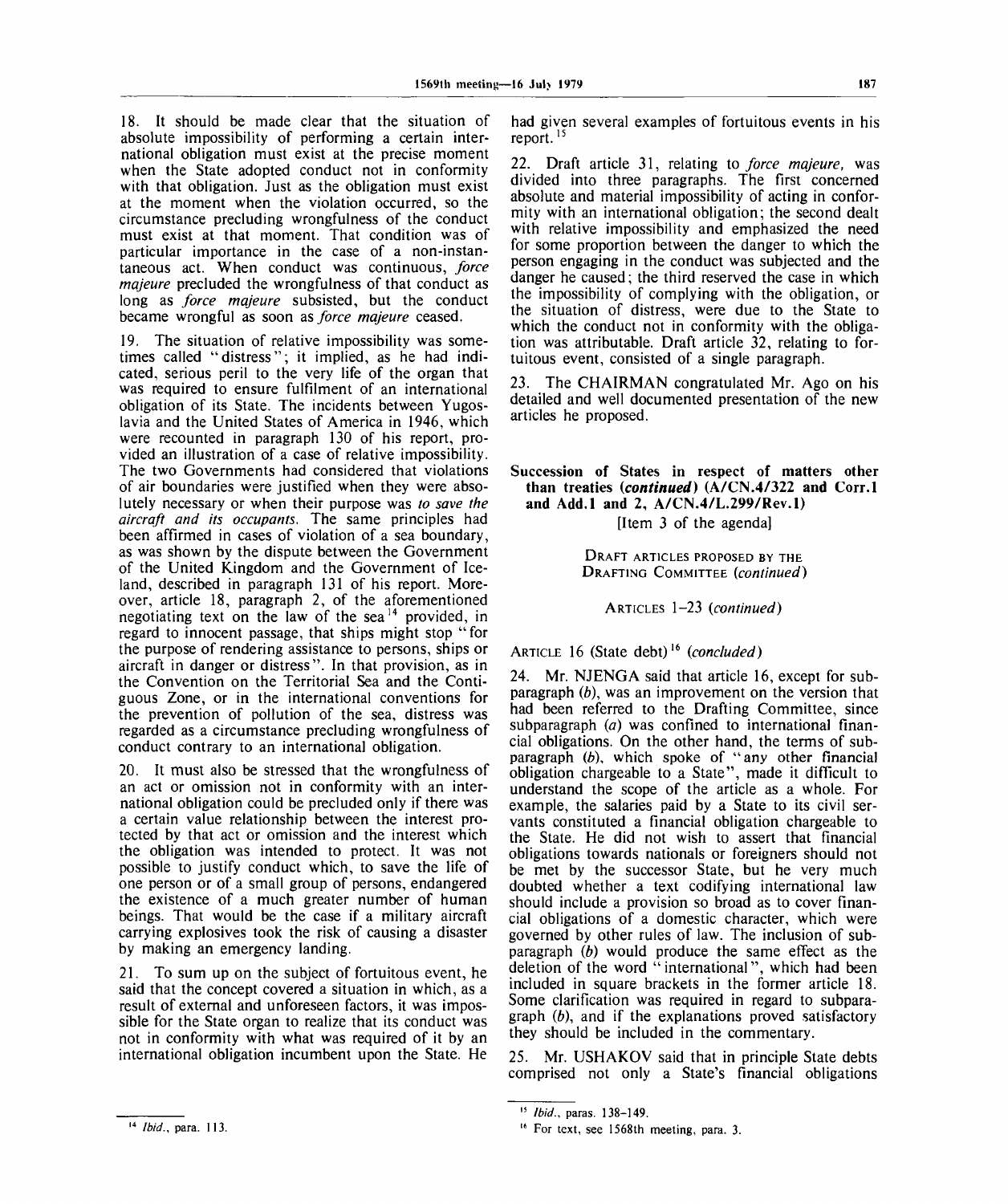18. It should be made clear that the situation of absolute impossibility of performing a certain international obligation must exist at the precise moment when the State adopted conduct not in conformity with that obligation. Just as the obligation must exist at the moment when the violation occurred, so the circumstance precluding wrongfulness of the conduct must exist at that moment. That condition was of particular importance in the case of a non-instantaneous act. When conduct was continuous, *force majeure* precluded the wrongfulness of that conduct as long as *force majeure* subsisted, but the conduct became wrongful as soon as *force majeure* ceased.

19. The situation of relative impossibility was sometimes called "distress"; it implied, as he had indicated, serious peril to the very life of the organ that was required to ensure fulfilment of an international obligation of its State. The incidents between Yugoslavia and the United States of America in 1946, which were recounted in paragraph 130 of his report, provided an illustration of a case of relative impossibility. The two Governments had considered that violations of air boundaries were justified when they were absolutely necessary or when their purpose was *to save the aircraft and its occupants*. The same principles had been affirmed in cases of violation of a sea boundary, as was shown by the dispute between the Government of the United Kingdom and the Government of Iceland, described in paragraph 131 of his report. Moreover, article 18, paragraph 2, of the aforementioned negotiating text on the law of the sea[14] provided, in regard to innocent passage, that ships might stop "for the purpose of rendering assistance to persons, ships or aircraft in danger or distress". In that provision, as in the Convention on the Territorial Sea and the Contiguous Zone, or in the international conventions for the prevention of pollution of the sea, distress was regarded as a circumstance precluding wrongfulness of conduct contrary to an international obligation.

20. It must also be stressed that the wrongfulness of an act or omission not in conformity with an international obligation could be precluded only if there was a certain value relationship between the interest protected by that act or omission and the interest which the obligation was intended to protect. It was not possible to justify conduct which, to save the life of one person or of a small group of persons, endangered the existence of a much greater number of human beings. That would be the case if a military aircraft carrying explosives took the risk of causing a disaster by making an emergency landing.

21. To sum up on the subject of fortuitous event, he said that the concept covered a situation in which, as a result of external and unforeseen factors, it was impossible for the State organ to realize that its conduct was not in conformity with what was required of it by an international obligation incumbent upon the State. He had given several examples of fortuitous events in his report.[15]

22. Draft article 31, relating to *force majeure*, was divided into three paragraphs. The first concerned absolute and material impossibility of acting in conformity with an international obligation; the second dealt with relative impossibility and emphasized the need for some proportion between the danger to which the person engaging in the conduct was subjected and the danger he caused; the third reserved the case in which the impossibility of complying with the obligation, or the situation of distress, were due to the State to which the conduct not in conformity with the obligation was attributable. Draft article 32, relating to fortuitous event, consisted of a single paragraph.

23. The CHAIRMAN congratulated Mr. Ago on his detailed and well documented presentation of the new articles he proposed.

## Succession of States in respect of matters other than treaties (*continued*) (A/CN.4/322 and Corr.1 and Add.1 and 2, A/CN.4/L.299/Rev.1)

[Item 3 of the agenda]

DRAFT ARTICLES PROPOSED BY THE DRAFTING COMMITTEE (*continued*)

ARTICLES 1–23 (*continued*)

ARTICLE 16 (State debt)[16] (*concluded*)

24. Mr. NJENGA said that article 16, except for subparagraph (*b*), was an improvement on the version that had been referred to the Drafting Committee, since subparagraph (*a*) was confined to international financial obligations. On the other hand, the terms of subparagraph (*b*), which spoke of "any other financial obligation chargeable to a State", made it difficult to understand the scope of the article as a whole. For example, the salaries paid by a State to its civil servants constituted a financial obligation chargeable to the State. He did not wish to assert that financial obligations towards nationals or foreigners should not be met by the successor State, but he very much doubted whether a text codifying international law should include a provision so broad as to cover financial obligations of a domestic character, which were governed by other rules of law. The inclusion of subparagraph (*b*) would produce the same effect as the deletion of the word "international", which had been included in square brackets in the former article 18. Some clarification was required in regard to subparagraph (*b*), and if the explanations proved satisfactory they should be included in the commentary.

25. Mr. USHAKOV said that in principle State debts comprised not only a State's financial obligations

---

[14] *Ibid.*, para. 113.

[15] *Ibid.*, paras. 138–149.

[16] For text, see 1568th meeting, para. 3.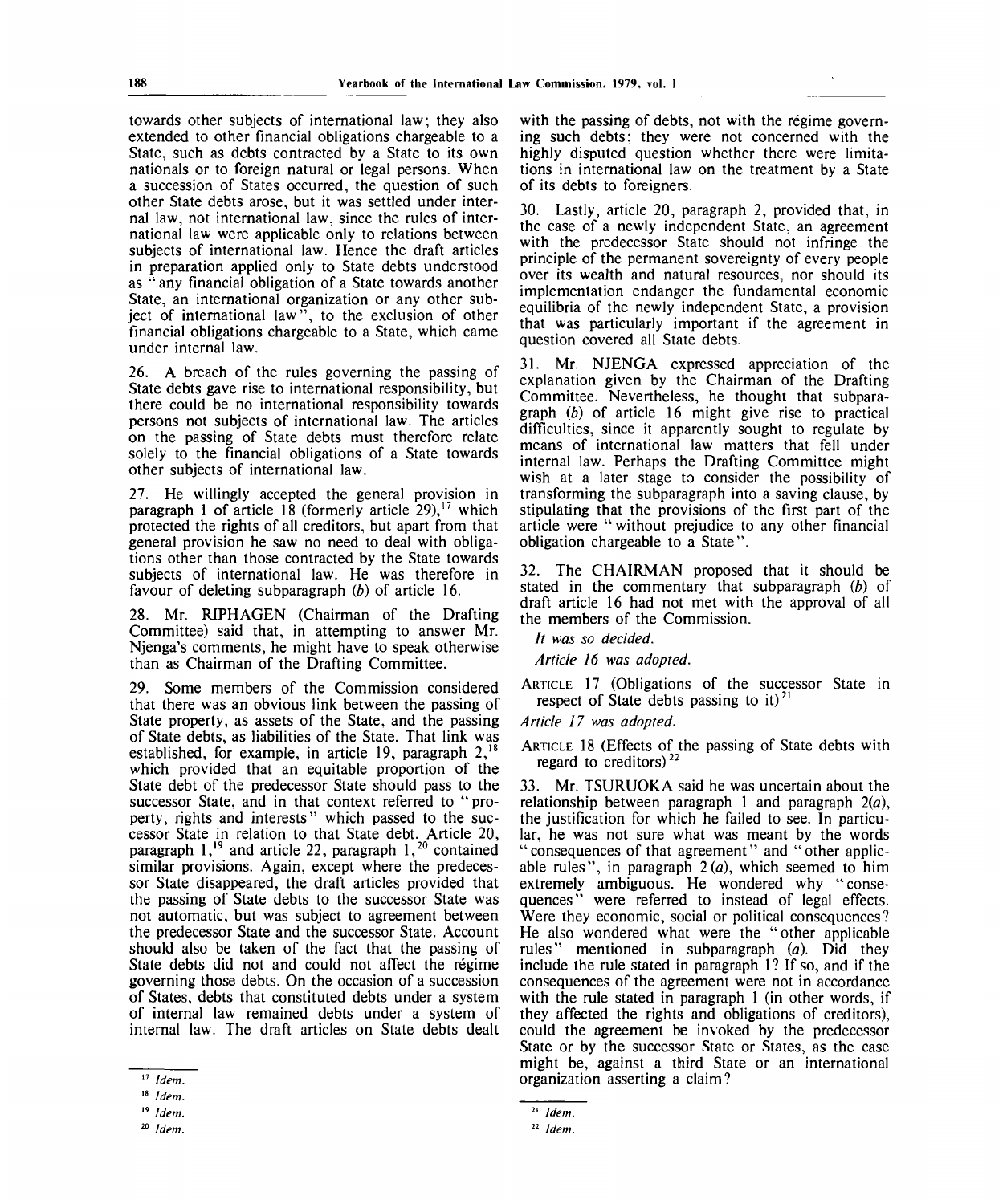towards other subjects of international law; they also extended to other financial obligations chargeable to a State, such as debts contracted by a State to its own nationals or to foreign natural or legal persons. When a succession of States occurred, the question of such other State debts arose, but it was settled under internal law, not international law, since the rules of international law were applicable only to relations between subjects of international law. Hence the draft articles in preparation applied only to State debts understood as "any financial obligation of a State towards another State, an international organization or any other subject of international law", to the exclusion of other financial obligations chargeable to a State, which came under internal law.

26. A breach of the rules governing the passing of State debts gave rise to international responsibility, but there could be no international responsibility towards persons not subjects of international law. The articles on the passing of State debts must therefore relate solely to the financial obligations of a State towards other subjects of international law.

27. He willingly accepted the general provision in paragraph 1 of article 18 (formerly article 29),[17] which protected the rights of all creditors, but apart from that general provision he saw no need to deal with obligations other than those contracted by the State towards subjects of international law. He was therefore in favour of deleting subparagraph (*b*) of article 16.

28. Mr. RIPHAGEN (Chairman of the Drafting Committee) said that, in attempting to answer Mr. Njenga's comments, he might have to speak otherwise than as Chairman of the Drafting Committee.

29. Some members of the Commission considered that there was an obvious link between the passing of State property, as assets of the State, and the passing of State debts, as liabilities of the State. That link was established, for example, in article 19, paragraph 2,[18] which provided that an equitable proportion of the State debt of the predecessor State should pass to the successor State, and in that context referred to "property, rights and interests" which passed to the successor State in relation to that State debt. Article 20, paragraph 1,[19] and article 22, paragraph 1,[20] contained similar provisions. Again, except where the predecessor State disappeared, the draft articles provided that the passing of State debts to the successor State was not automatic, but was subject to agreement between the predecessor State and the successor State. Account should also be taken of the fact that the passing of State debts did not and could not affect the régime governing those debts. On the occasion of a succession of States, debts that constituted debts under a system of internal law remained debts under a system of internal law. The draft articles on State debts dealt with the passing of debts, not with the régime governing such debts; they were not concerned with the highly disputed question whether there were limitations in international law on the treatment by a State of its debts to foreigners.

30. Lastly, article 20, paragraph 2, provided that, in the case of a newly independent State, an agreement with the predecessor State should not infringe the principle of the permanent sovereignty of every people over its wealth and natural resources, nor should its implementation endanger the fundamental economic equilibria of the newly independent State, a provision that was particularly important if the agreement in question covered all State debts.

31. Mr. NJENGA expressed appreciation of the explanation given by the Chairman of the Drafting Committee. Nevertheless, he thought that subparagraph (*b*) of article 16 might give rise to practical difficulties, since it apparently sought to regulate by means of international law matters that fell under internal law. Perhaps the Drafting Committee might wish at a later stage to consider the possibility of transforming the subparagraph into a saving clause, by stipulating that the provisions of the first part of the article were "without prejudice to any other financial obligation chargeable to a State".

32. The CHAIRMAN proposed that it should be stated in the commentary that subparagraph (*b*) of draft article 16 had not met with the approval of all the members of the Commission.

*It was so decided.*

*Article 16 was adopted.*

ARTICLE 17 (Obligations of the successor State in respect of State debts passing to it)[21]

*Article 17 was adopted.*

ARTICLE 18 (Effects of the passing of State debts with regard to creditors)[22]

33. Mr. TSURUOKA said he was uncertain about the relationship between paragraph 1 and paragraph 2(*a*), the justification for which he failed to see. In particular, he was not sure what was meant by the words "consequences of that agreement" and "other applicable rules", in paragraph 2 (*a*), which seemed to him extremely ambiguous. He wondered why "consequences" were referred to instead of legal effects. Were they economic, social or political consequences? He also wondered what were the "other applicable rules" mentioned in subparagraph (*a*). Did they include the rule stated in paragraph 1? If so, and if the consequences of the agreement were not in accordance with the rule stated in paragraph 1 (in other words, if they affected the rights and obligations of creditors), could the agreement be invoked by the predecessor State or by the successor State or States, as the case might be, against a third State or an international organization asserting a claim?

---

[17] *Idem.*

[18] *Idem.*

[19] *Idem.*

[20] *Idem.*

[21] *Idem.*

[22] *Idem.*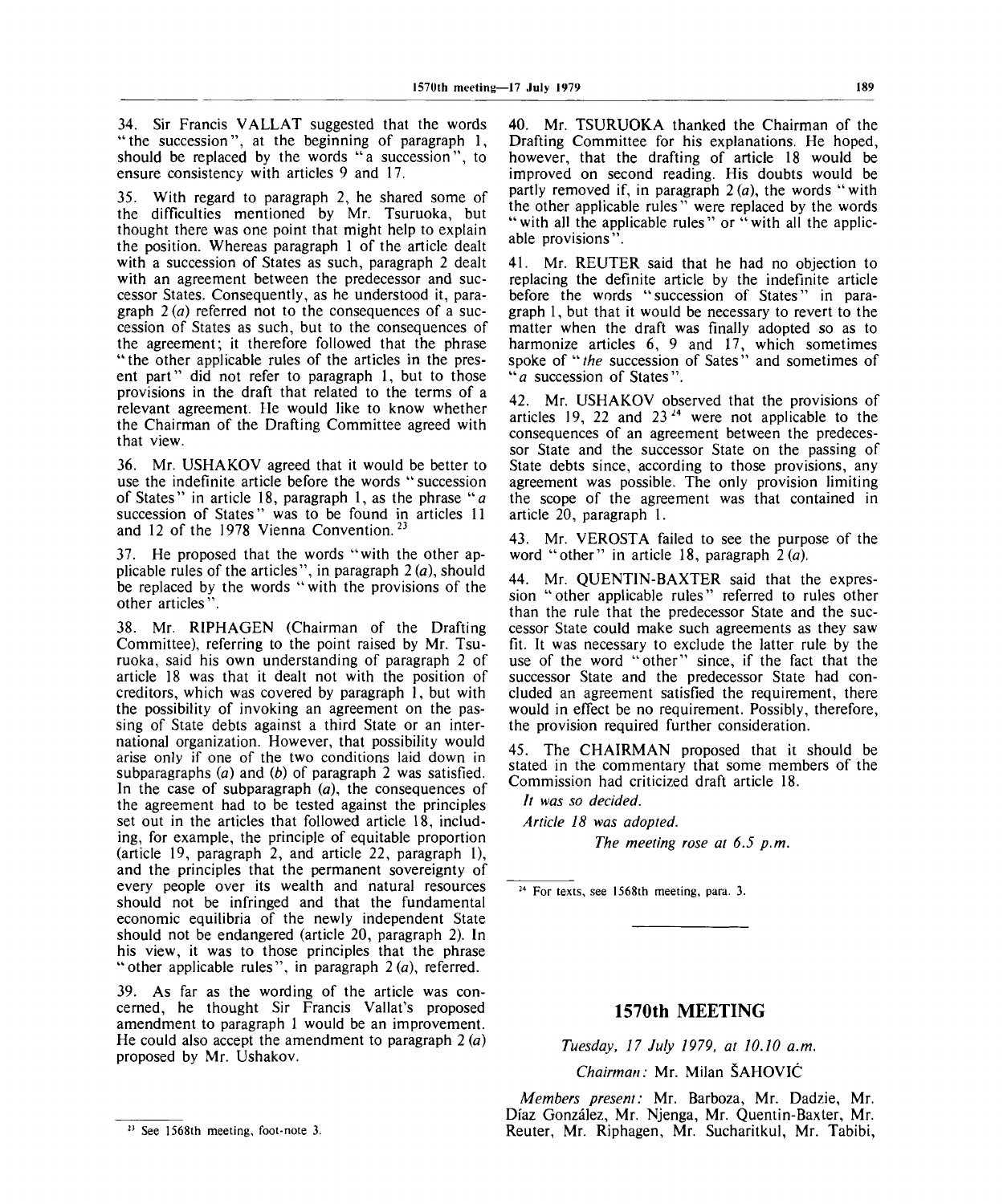34. Sir Francis VALLAT suggested that the words "the succession", at the beginning of paragraph 1, should be replaced by the words "a succession", to ensure consistency with articles 9 and 17.

35. With regard to paragraph 2, he shared some of the difficulties mentioned by Mr. Tsuruoka, but thought there was one point that might help to explain the position. Whereas paragraph 1 of the article dealt with a succession of States as such, paragraph 2 dealt with an agreement between the predecessor and successor States. Consequently, as he understood it, paragraph 2 (*a*) referred not to the consequences of a succession of States as such, but to the consequences of the agreement; it therefore followed that the phrase "the other applicable rules of the articles in the present part" did not refer to paragraph 1, but to those provisions in the draft that related to the terms of a relevant agreement. He would like to know whether the Chairman of the Drafting Committee agreed with that view.

36. Mr. USHAKOV agreed that it would be better to use the indefinite article before the words "succession of States" in article 18, paragraph 1, as the phrase "*a* succession of States" was to be found in articles 11 and 12 of the 1978 Vienna Convention.[23]

37. He proposed that the words "with the other applicable rules of the articles", in paragraph 2 (*a*), should be replaced by the words "with the provisions of the other articles".

38. Mr. RIPHAGEN (Chairman of the Drafting Committee), referring to the point raised by Mr. Tsuruoka, said his own understanding of paragraph 2 of article 18 was that it dealt not with the position of creditors, which was covered by paragraph 1, but with the possibility of invoking an agreement on the passing of State debts against a third State or an international organization. However, that possibility would arise only if one of the two conditions laid down in subparagraphs (*a*) and (*b*) of paragraph 2 was satisfied. In the case of subparagraph (*a*), the consequences of the agreement had to be tested against the principles set out in the articles that followed article 18, including, for example, the principle of equitable proportion (article 19, paragraph 2, and article 22, paragraph 1), and the principles that the permanent sovereignty of every people over its wealth and natural resources should not be infringed and that the fundamental economic equilibria of the newly independent State should not be endangered (article 20, paragraph 2). In his view, it was to those principles that the phrase "other applicable rules", in paragraph 2 (*a*), referred.

39. As far as the wording of the article was concerned, he thought Sir Francis Vallat's proposed amendment to paragraph 1 would be an improvement. He could also accept the amendment to paragraph 2 (*a*) proposed by Mr. Ushakov.

[23] See 1568th meeting, foot-note 3.

40. Mr. TSURUOKA thanked the Chairman of the Drafting Committee for his explanations. He hoped, however, that the drafting of article 18 would be improved on second reading. His doubts would be partly removed if, in paragraph 2 (*a*), the words "with the other applicable rules" were replaced by the words "with all the applicable rules" or "with all the applicable provisions".

41. Mr. REUTER said that he had no objection to replacing the definite article by the indefinite article before the words "succession of States" in paragraph 1, but that it would be necessary to revert to the matter when the draft was finally adopted so as to harmonize articles 6, 9 and 17, which sometimes spoke of "*the* succession of Sates" and sometimes of "*a* succession of States".

42. Mr. USHAKOV observed that the provisions of articles 19, 22 and 23[24] were not applicable to the consequences of an agreement between the predecessor State and the successor State on the passing of State debts since, according to those provisions, any agreement was possible. The only provision limiting the scope of the agreement was that contained in article 20, paragraph 1.

43. Mr. VEROSTA failed to see the purpose of the word "other" in article 18, paragraph 2 (*a*).

44. Mr. QUENTIN-BAXTER said that the expression "other applicable rules" referred to rules other than the rule that the predecessor State and the successor State could make such agreements as they saw fit. It was necessary to exclude the latter rule by the use of the word "other" since, if the fact that the successor State and the predecessor State had concluded an agreement satisfied the requirement, there would in effect be no requirement. Possibly, therefore, the provision required further consideration.

45. The CHAIRMAN proposed that it should be stated in the commentary that some members of the Commission had criticized draft article 18.

*It was so decided.*

*Article 18 was adopted.*

*The meeting rose at 6.5 p.m.*

[24] For texts, see 1568th meeting, para. 3.

## 1570th MEETING

*Tuesday, 17 July 1979, at 10.10 a.m.*

*Chairman:* Mr. Milan ŠAHOVIĆ

*Members present:* Mr. Barboza, Mr. Dadzie, Mr. Díaz González, Mr. Njenga, Mr. Quentin-Baxter, Mr. Reuter, Mr. Riphagen, Mr. Sucharitkul, Mr. Tabibi,